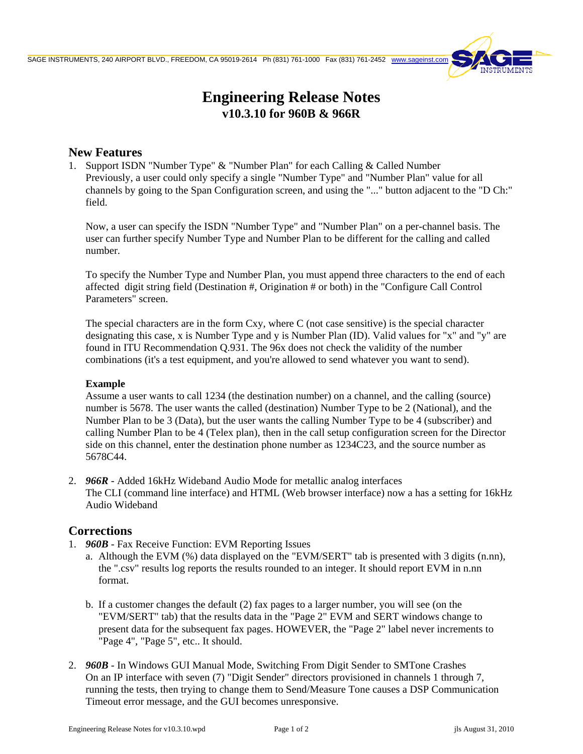# Engineering Release Notes
## v10.3.10 for 960B & 966R

## New Features

1. Support ISDN "Number Type" & "Number Plan" for each Calling & Called Number
   Previously, a user could only specify a single "Number Type" and "Number Plan" value for all channels by going to the Span Configuration screen, and using the "..." button adjacent to the "D Ch:" field.

   Now, a user can specify the ISDN "Number Type" and "Number Plan" on a per-channel basis. The user can further specify Number Type and Number Plan to be different for the calling and called number.

   To specify the Number Type and Number Plan, you must append three characters to the end of each affected digit string field (Destination #, Origination # or both) in the "Configure Call Control Parameters" screen.

   The special characters are in the form Cxy, where C (not case sensitive) is the special character designating this case, x is Number Type and y is Number Plan (ID). Valid values for "x" and "y" are found in ITU Recommendation Q.931. The 96x does not check the validity of the number combinations (it's a test equipment, and you're allowed to send whatever you want to send).

   **Example**
   Assume a user wants to call 1234 (the destination number) on a channel, and the calling (source) number is 5678. The user wants the called (destination) Number Type to be 2 (National), and the Number Plan to be 3 (Data), but the user wants the calling Number Type to be 4 (subscriber) and calling Number Plan to be 4 (Telex plan), then in the call setup configuration screen for the Director side on this channel, enter the destination phone number as 1234C23, and the source number as 5678C44.

2. ***966R*** - Added 16kHz Wideband Audio Mode for metallic analog interfaces
   The CLI (command line interface) and HTML (Web browser interface) now a has a setting for 16kHz Audio Wideband

## Corrections

1. ***960B*** - Fax Receive Function: EVM Reporting Issues
   a. Although the EVM (%) data displayed on the "EVM/SERT" tab is presented with 3 digits (n.nn), the ".csv" results log reports the results rounded to an integer. It should report EVM in n.nn format.

   b. If a customer changes the default (2) fax pages to a larger number, you will see (on the "EVM/SERT" tab) that the results data in the "Page 2" EVM and SERT windows change to present data for the subsequent fax pages. HOWEVER, the "Page 2" label never increments to "Page 4", "Page 5", etc.. It should.

2. ***960B*** - In Windows GUI Manual Mode, Switching From Digit Sender to SMTone Crashes
   On an IP interface with seven (7) "Digit Sender" directors provisioned in channels 1 through 7, running the tests, then trying to change them to Send/Measure Tone causes a DSP Communication Timeout error message, and the GUI becomes unresponsive.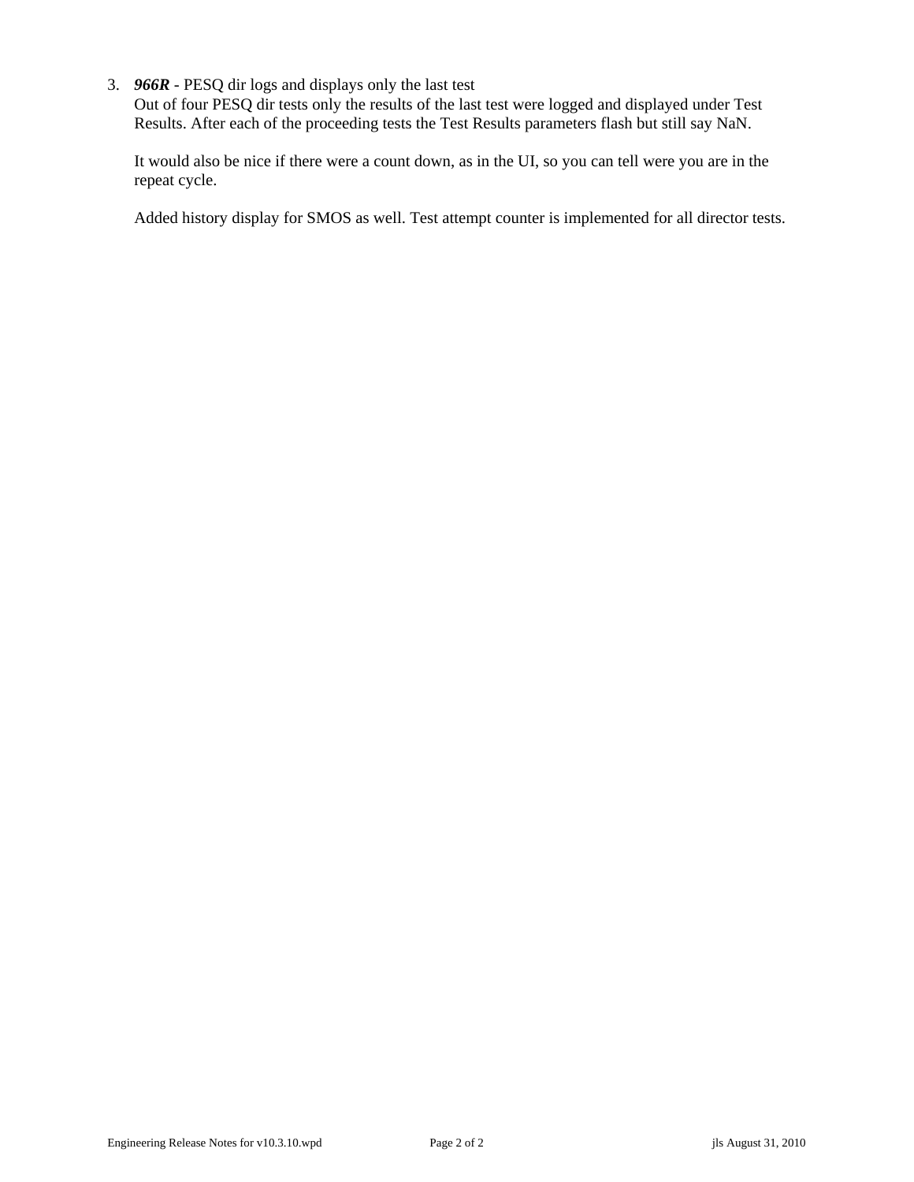3. ***966R*** - PESQ dir logs and displays only the last test
   Out of four PESQ dir tests only the results of the last test were logged and displayed under Test Results. After each of the proceeding tests the Test Results parameters flash but still say NaN.

   It would also be nice if there were a count down, as in the UI, so you can tell were you are in the repeat cycle.

   Added history display for SMOS as well. Test attempt counter is implemented for all director tests.